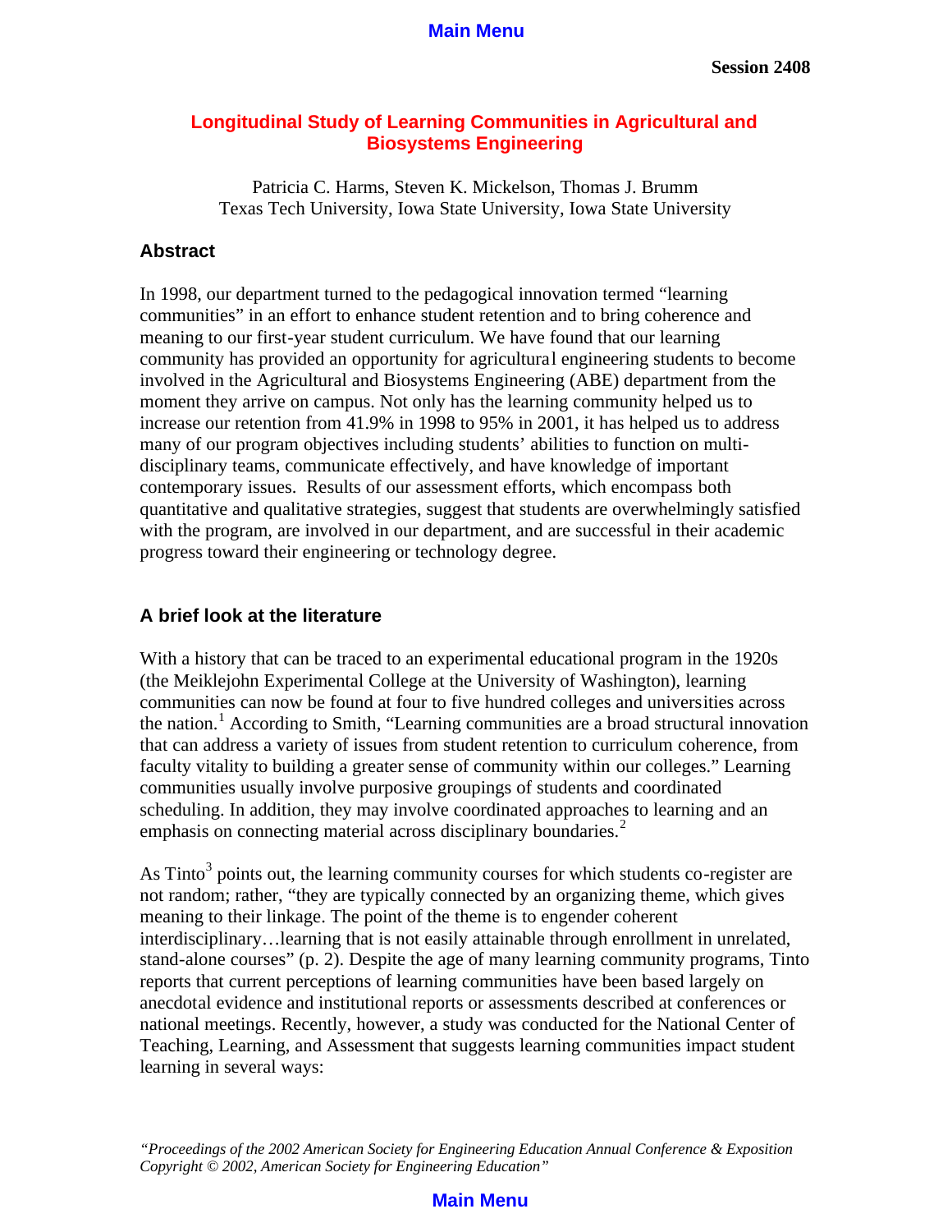Session 2408

# Longitudinal Study of Learning Communities in Agricultural and Biosystems Engineering

Patricia C. Harms, Steven K. Mickelson, Thomas J. Brumm
Texas Tech University, Iowa State University, Iowa State University

## Abstract

In 1998, our department turned to the pedagogical innovation termed "learning communities" in an effort to enhance student retention and to bring coherence and meaning to our first-year student curriculum. We have found that our learning community has provided an opportunity for agricultural engineering students to become involved in the Agricultural and Biosystems Engineering (ABE) department from the moment they arrive on campus. Not only has the learning community helped us to increase our retention from 41.9% in 1998 to 95% in 2001, it has helped us to address many of our program objectives including students' abilities to function on multi-disciplinary teams, communicate effectively, and have knowledge of important contemporary issues. Results of our assessment efforts, which encompass both quantitative and qualitative strategies, suggest that students are overwhelmingly satisfied with the program, are involved in our department, and are successful in their academic progress toward their engineering or technology degree.

## A brief look at the literature

With a history that can be traced to an experimental educational program in the 1920s (the Meiklejohn Experimental College at the University of Washington), learning communities can now be found at four to five hundred colleges and universities across the nation.[1] According to Smith, "Learning communities are a broad structural innovation that can address a variety of issues from student retention to curriculum coherence, from faculty vitality to building a greater sense of community within our colleges." Learning communities usually involve purposive groupings of students and coordinated scheduling. In addition, they may involve coordinated approaches to learning and an emphasis on connecting material across disciplinary boundaries.[2]

As Tinto[3] points out, the learning community courses for which students co-register are not random; rather, "they are typically connected by an organizing theme, which gives meaning to their linkage. The point of the theme is to engender coherent interdisciplinary…learning that is not easily attainable through enrollment in unrelated, stand-alone courses" (p. 2). Despite the age of many learning community programs, Tinto reports that current perceptions of learning communities have been based largely on anecdotal evidence and institutional reports or assessments described at conferences or national meetings. Recently, however, a study was conducted for the National Center of Teaching, Learning, and Assessment that suggests learning communities impact student learning in several ways:

*"Proceedings of the 2002 American Society for Engineering Education Annual Conference & Exposition Copyright © 2002, American Society for Engineering Education"*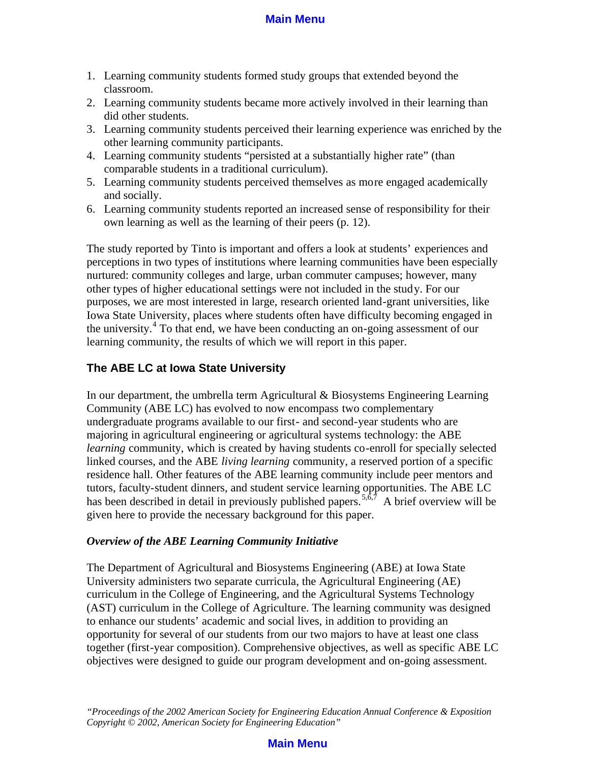1. Learning community students formed study groups that extended beyond the classroom.
2. Learning community students became more actively involved in their learning than did other students.
3. Learning community students perceived their learning experience was enriched by the other learning community participants.
4. Learning community students "persisted at a substantially higher rate" (than comparable students in a traditional curriculum).
5. Learning community students perceived themselves as more engaged academically and socially.
6. Learning community students reported an increased sense of responsibility for their own learning as well as the learning of their peers (p. 12).

The study reported by Tinto is important and offers a look at students' experiences and perceptions in two types of institutions where learning communities have been especially nurtured: community colleges and large, urban commuter campuses; however, many other types of higher educational settings were not included in the study. For our purposes, we are most interested in large, research oriented land-grant universities, like Iowa State University, places where students often have difficulty becoming engaged in the university.[4] To that end, we have been conducting an on-going assessment of our learning community, the results of which we will report in this paper.

## The ABE LC at Iowa State University

In our department, the umbrella term Agricultural & Biosystems Engineering Learning Community (ABE LC) has evolved to now encompass two complementary undergraduate programs available to our first- and second-year students who are majoring in agricultural engineering or agricultural systems technology: the ABE *learning* community, which is created by having students co-enroll for specially selected linked courses, and the ABE *living learning* community, a reserved portion of a specific residence hall. Other features of the ABE learning community include peer mentors and tutors, faculty-student dinners, and student service learning opportunities. The ABE LC has been described in detail in previously published papers.[5,6,7] A brief overview will be given here to provide the necessary background for this paper.

### *Overview of the ABE Learning Community Initiative*

The Department of Agricultural and Biosystems Engineering (ABE) at Iowa State University administers two separate curricula, the Agricultural Engineering (AE) curriculum in the College of Engineering, and the Agricultural Systems Technology (AST) curriculum in the College of Agriculture. The learning community was designed to enhance our students' academic and social lives, in addition to providing an opportunity for several of our students from our two majors to have at least one class together (first-year composition). Comprehensive objectives, as well as specific ABE LC objectives were designed to guide our program development and on-going assessment.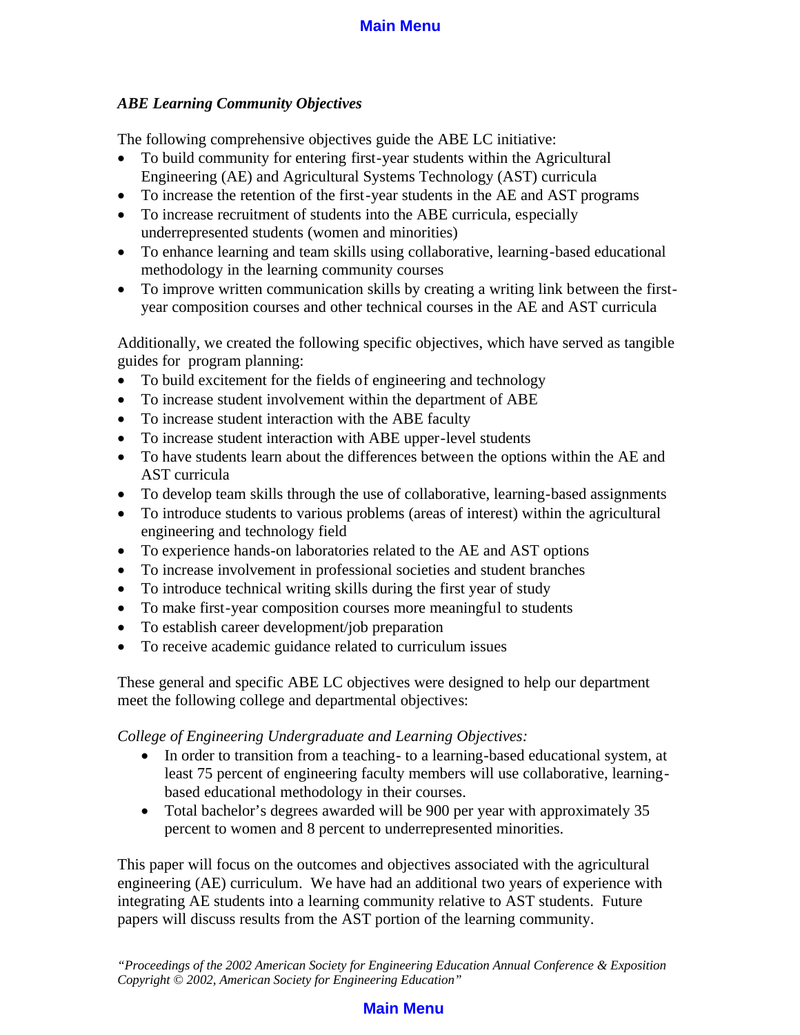### *ABE Learning Community Objectives*

The following comprehensive objectives guide the ABE LC initiative:

- To build community for entering first-year students within the Agricultural Engineering (AE) and Agricultural Systems Technology (AST) curricula
- To increase the retention of the first-year students in the AE and AST programs
- To increase recruitment of students into the ABE curricula, especially underrepresented students (women and minorities)
- To enhance learning and team skills using collaborative, learning-based educational methodology in the learning community courses
- To improve written communication skills by creating a writing link between the first-year composition courses and other technical courses in the AE and AST curricula

Additionally, we created the following specific objectives, which have served as tangible guides for program planning:

- To build excitement for the fields of engineering and technology
- To increase student involvement within the department of ABE
- To increase student interaction with the ABE faculty
- To increase student interaction with ABE upper-level students
- To have students learn about the differences between the options within the AE and AST curricula
- To develop team skills through the use of collaborative, learning-based assignments
- To introduce students to various problems (areas of interest) within the agricultural engineering and technology field
- To experience hands-on laboratories related to the AE and AST options
- To increase involvement in professional societies and student branches
- To introduce technical writing skills during the first year of study
- To make first-year composition courses more meaningful to students
- To establish career development/job preparation
- To receive academic guidance related to curriculum issues

These general and specific ABE LC objectives were designed to help our department meet the following college and departmental objectives:

*College of Engineering Undergraduate and Learning Objectives:*

- In order to transition from a teaching- to a learning-based educational system, at least 75 percent of engineering faculty members will use collaborative, learning-based educational methodology in their courses.
- Total bachelor's degrees awarded will be 900 per year with approximately 35 percent to women and 8 percent to underrepresented minorities.

This paper will focus on the outcomes and objectives associated with the agricultural engineering (AE) curriculum. We have had an additional two years of experience with integrating AE students into a learning community relative to AST students. Future papers will discuss results from the AST portion of the learning community.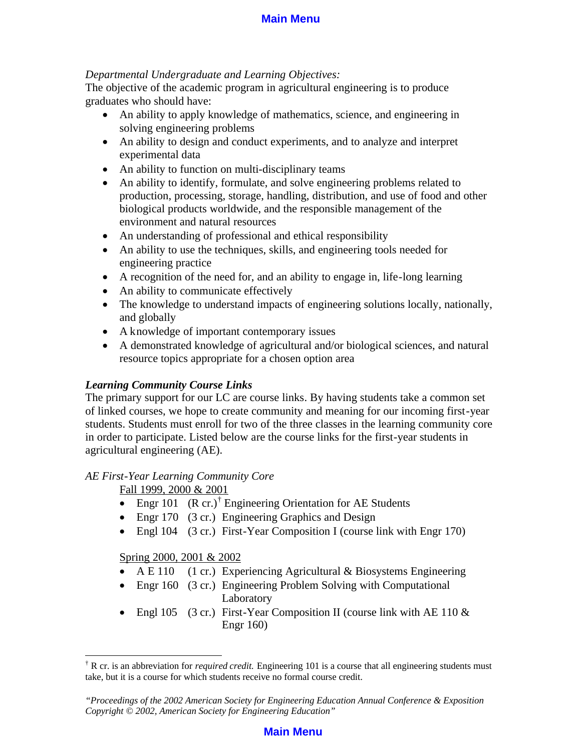*Departmental Undergraduate and Learning Objectives:*

The objective of the academic program in agricultural engineering is to produce graduates who should have:

- An ability to apply knowledge of mathematics, science, and engineering in solving engineering problems
- An ability to design and conduct experiments, and to analyze and interpret experimental data
- An ability to function on multi-disciplinary teams
- An ability to identify, formulate, and solve engineering problems related to production, processing, storage, handling, distribution, and use of food and other biological products worldwide, and the responsible management of the environment and natural resources
- An understanding of professional and ethical responsibility
- An ability to use the techniques, skills, and engineering tools needed for engineering practice
- A recognition of the need for, and an ability to engage in, life-long learning
- An ability to communicate effectively
- The knowledge to understand impacts of engineering solutions locally, nationally, and globally
- A knowledge of important contemporary issues
- A demonstrated knowledge of agricultural and/or biological sciences, and natural resource topics appropriate for a chosen option area

***Learning Community Course Links***

The primary support for our LC are course links. By having students take a common set of linked courses, we hope to create community and meaning for our incoming first-year students. Students must enroll for two of the three classes in the learning community core in order to participate. Listed below are the course links for the first-year students in agricultural engineering (AE).

*AE First-Year Learning Community Core*

Fall 1999, 2000 & 2001

- Engr 101 (R cr.)[†] Engineering Orientation for AE Students
- Engr 170 (3 cr.) Engineering Graphics and Design
- Engl 104 (3 cr.) First-Year Composition I (course link with Engr 170)

Spring 2000, 2001 & 2002

- A E 110 (1 cr.) Experiencing Agricultural & Biosystems Engineering
- Engr 160 (3 cr.) Engineering Problem Solving with Computational Laboratory
- Engl 105 (3 cr.) First-Year Composition II (course link with AE 110 & Engr 160)

---

[†] R cr. is an abbreviation for *required credit.* Engineering 101 is a course that all engineering students must take, but it is a course for which students receive no formal course credit.

*"Proceedings of the 2002 American Society for Engineering Education Annual Conference & Exposition Copyright © 2002, American Society for Engineering Education"*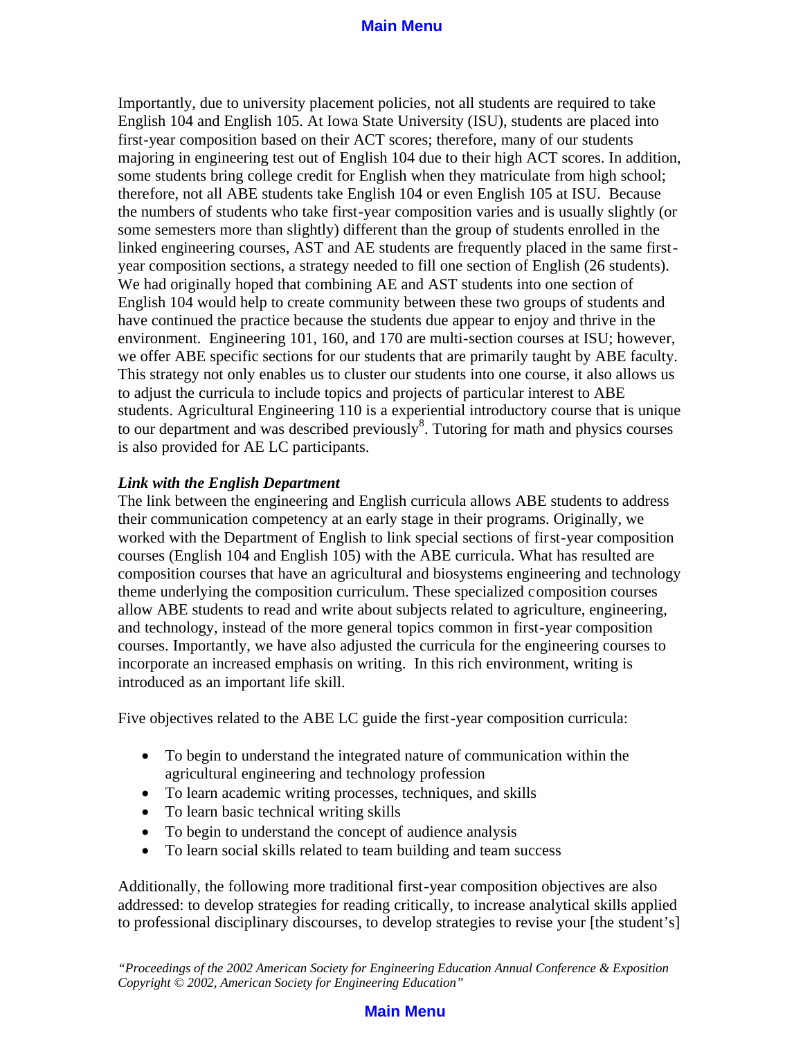Importantly, due to university placement policies, not all students are required to take English 104 and English 105. At Iowa State University (ISU), students are placed into first-year composition based on their ACT scores; therefore, many of our students majoring in engineering test out of English 104 due to their high ACT scores. In addition, some students bring college credit for English when they matriculate from high school; therefore, not all ABE students take English 104 or even English 105 at ISU. Because the numbers of students who take first-year composition varies and is usually slightly (or some semesters more than slightly) different than the group of students enrolled in the linked engineering courses, AST and AE students are frequently placed in the same first-year composition sections, a strategy needed to fill one section of English (26 students). We had originally hoped that combining AE and AST students into one section of English 104 would help to create community between these two groups of students and have continued the practice because the students due appear to enjoy and thrive in the environment. Engineering 101, 160, and 170 are multi-section courses at ISU; however, we offer ABE specific sections for our students that are primarily taught by ABE faculty. This strategy not only enables us to cluster our students into one course, it also allows us to adjust the curricula to include topics and projects of particular interest to ABE students. Agricultural Engineering 110 is a experiential introductory course that is unique to our department and was described previously[8]. Tutoring for math and physics courses is also provided for AE LC participants.

***Link with the English Department***

The link between the engineering and English curricula allows ABE students to address their communication competency at an early stage in their programs. Originally, we worked with the Department of English to link special sections of first-year composition courses (English 104 and English 105) with the ABE curricula. What has resulted are composition courses that have an agricultural and biosystems engineering and technology theme underlying the composition curriculum. These specialized composition courses allow ABE students to read and write about subjects related to agriculture, engineering, and technology, instead of the more general topics common in first-year composition courses. Importantly, we have also adjusted the curricula for the engineering courses to incorporate an increased emphasis on writing. In this rich environment, writing is introduced as an important life skill.

Five objectives related to the ABE LC guide the first-year composition curricula:

- To begin to understand the integrated nature of communication within the agricultural engineering and technology profession
- To learn academic writing processes, techniques, and skills
- To learn basic technical writing skills
- To begin to understand the concept of audience analysis
- To learn social skills related to team building and team success

Additionally, the following more traditional first-year composition objectives are also addressed: to develop strategies for reading critically, to increase analytical skills applied to professional disciplinary discourses, to develop strategies to revise your [the student's]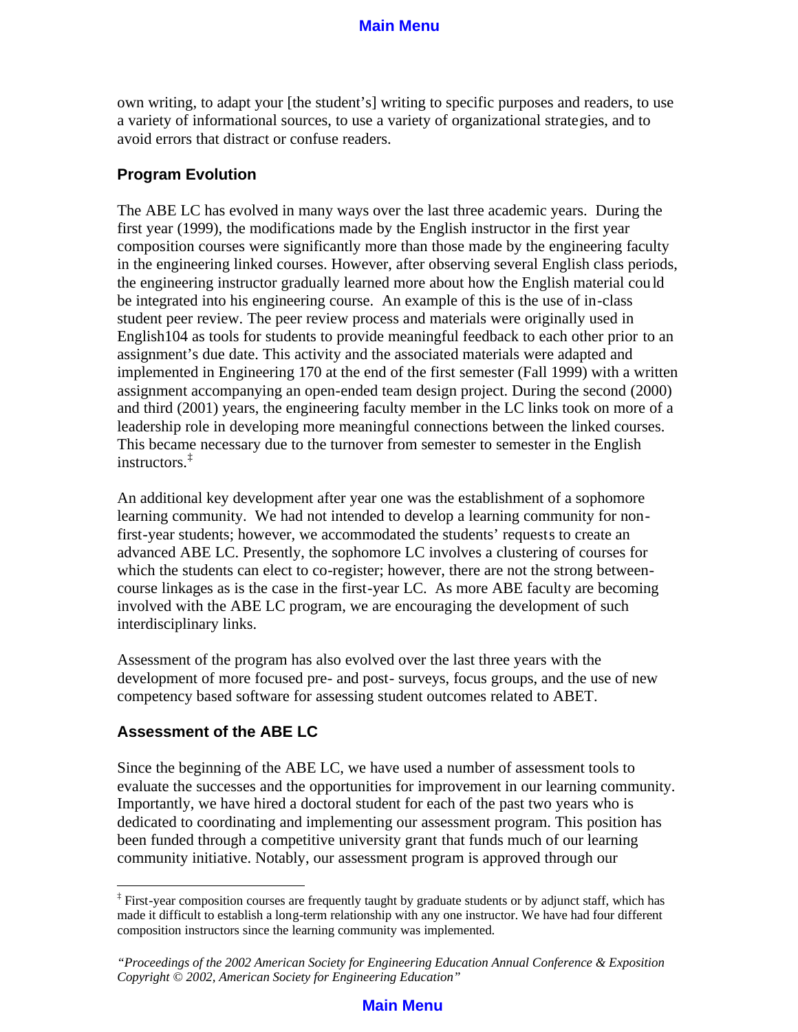own writing, to adapt your [the student's] writing to specific purposes and readers, to use a variety of informational sources, to use a variety of organizational strategies, and to avoid errors that distract or confuse readers.

### Program Evolution

The ABE LC has evolved in many ways over the last three academic years. During the first year (1999), the modifications made by the English instructor in the first year composition courses were significantly more than those made by the engineering faculty in the engineering linked courses. However, after observing several English class periods, the engineering instructor gradually learned more about how the English material could be integrated into his engineering course. An example of this is the use of in-class student peer review. The peer review process and materials were originally used in English104 as tools for students to provide meaningful feedback to each other prior to an assignment's due date. This activity and the associated materials were adapted and implemented in Engineering 170 at the end of the first semester (Fall 1999) with a written assignment accompanying an open-ended team design project. During the second (2000) and third (2001) years, the engineering faculty member in the LC links took on more of a leadership role in developing more meaningful connections between the linked courses. This became necessary due to the turnover from semester to semester in the English instructors.[‡]

An additional key development after year one was the establishment of a sophomore learning community. We had not intended to develop a learning community for non-first-year students; however, we accommodated the students' requests to create an advanced ABE LC. Presently, the sophomore LC involves a clustering of courses for which the students can elect to co-register; however, there are not the strong between-course linkages as is the case in the first-year LC. As more ABE faculty are becoming involved with the ABE LC program, we are encouraging the development of such interdisciplinary links.

Assessment of the program has also evolved over the last three years with the development of more focused pre- and post- surveys, focus groups, and the use of new competency based software for assessing student outcomes related to ABET.

### Assessment of the ABE LC

Since the beginning of the ABE LC, we have used a number of assessment tools to evaluate the successes and the opportunities for improvement in our learning community. Importantly, we have hired a doctoral student for each of the past two years who is dedicated to coordinating and implementing our assessment program. This position has been funded through a competitive university grant that funds much of our learning community initiative. Notably, our assessment program is approved through our

---

[‡] First-year composition courses are frequently taught by graduate students or by adjunct staff, which has made it difficult to establish a long-term relationship with any one instructor. We have had four different composition instructors since the learning community was implemented.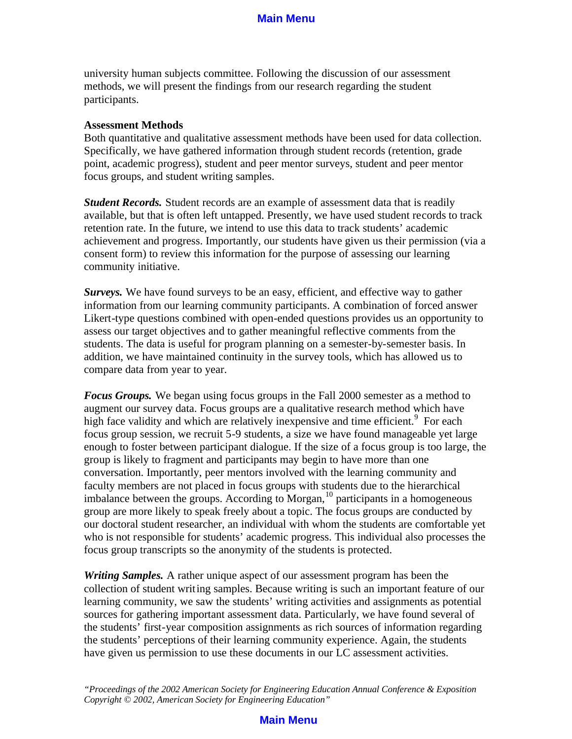university human subjects committee. Following the discussion of our assessment methods, we will present the findings from our research regarding the student participants.

**Assessment Methods**

Both quantitative and qualitative assessment methods have been used for data collection. Specifically, we have gathered information through student records (retention, grade point, academic progress), student and peer mentor surveys, student and peer mentor focus groups, and student writing samples.

***Student Records.*** Student records are an example of assessment data that is readily available, but that is often left untapped. Presently, we have used student records to track retention rate. In the future, we intend to use this data to track students' academic achievement and progress. Importantly, our students have given us their permission (via a consent form) to review this information for the purpose of assessing our learning community initiative.

***Surveys.*** We have found surveys to be an easy, efficient, and effective way to gather information from our learning community participants. A combination of forced answer Likert-type questions combined with open-ended questions provides us an opportunity to assess our target objectives and to gather meaningful reflective comments from the students. The data is useful for program planning on a semester-by-semester basis. In addition, we have maintained continuity in the survey tools, which has allowed us to compare data from year to year.

***Focus Groups.*** We began using focus groups in the Fall 2000 semester as a method to augment our survey data. Focus groups are a qualitative research method which have high face validity and which are relatively inexpensive and time efficient.[9] For each focus group session, we recruit 5-9 students, a size we have found manageable yet large enough to foster between participant dialogue. If the size of a focus group is too large, the group is likely to fragment and participants may begin to have more than one conversation. Importantly, peer mentors involved with the learning community and faculty members are not placed in focus groups with students due to the hierarchical imbalance between the groups. According to Morgan,[10] participants in a homogeneous group are more likely to speak freely about a topic. The focus groups are conducted by our doctoral student researcher, an individual with whom the students are comfortable yet who is not responsible for students' academic progress. This individual also processes the focus group transcripts so the anonymity of the students is protected.

***Writing Samples.*** A rather unique aspect of our assessment program has been the collection of student writing samples. Because writing is such an important feature of our learning community, we saw the students' writing activities and assignments as potential sources for gathering important assessment data. Particularly, we have found several of the students' first-year composition assignments as rich sources of information regarding the students' perceptions of their learning community experience. Again, the students have given us permission to use these documents in our LC assessment activities.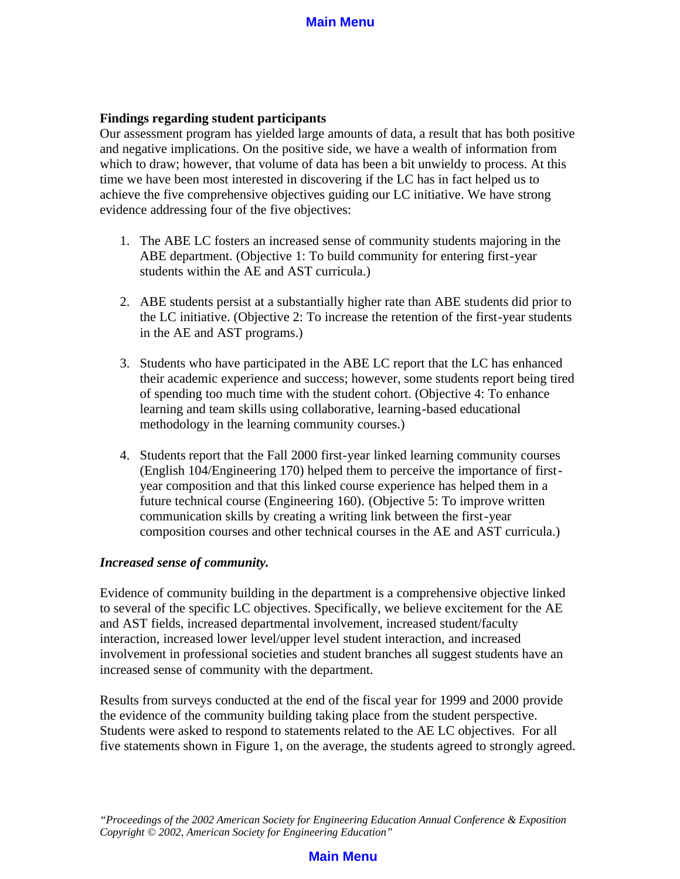**Findings regarding student participants**

Our assessment program has yielded large amounts of data, a result that has both positive and negative implications. On the positive side, we have a wealth of information from which to draw; however, that volume of data has been a bit unwieldy to process. At this time we have been most interested in discovering if the LC has in fact helped us to achieve the five comprehensive objectives guiding our LC initiative. We have strong evidence addressing four of the five objectives:

1. The ABE LC fosters an increased sense of community students majoring in the ABE department. (Objective 1: To build community for entering first-year students within the AE and AST curricula.)

2. ABE students persist at a substantially higher rate than ABE students did prior to the LC initiative. (Objective 2: To increase the retention of the first-year students in the AE and AST programs.)

3. Students who have participated in the ABE LC report that the LC has enhanced their academic experience and success; however, some students report being tired of spending too much time with the student cohort. (Objective 4: To enhance learning and team skills using collaborative, learning-based educational methodology in the learning community courses.)

4. Students report that the Fall 2000 first-year linked learning community courses (English 104/Engineering 170) helped them to perceive the importance of first-year composition and that this linked course experience has helped them in a future technical course (Engineering 160). (Objective 5: To improve written communication skills by creating a writing link between the first-year composition courses and other technical courses in the AE and AST curricula.)

***Increased sense of community.***

Evidence of community building in the department is a comprehensive objective linked to several of the specific LC objectives. Specifically, we believe excitement for the AE and AST fields, increased departmental involvement, increased student/faculty interaction, increased lower level/upper level student interaction, and increased involvement in professional societies and student branches all suggest students have an increased sense of community with the department.

Results from surveys conducted at the end of the fiscal year for 1999 and 2000 provide the evidence of the community building taking place from the student perspective. Students were asked to respond to statements related to the AE LC objectives. For all five statements shown in Figure 1, on the average, the students agreed to strongly agreed.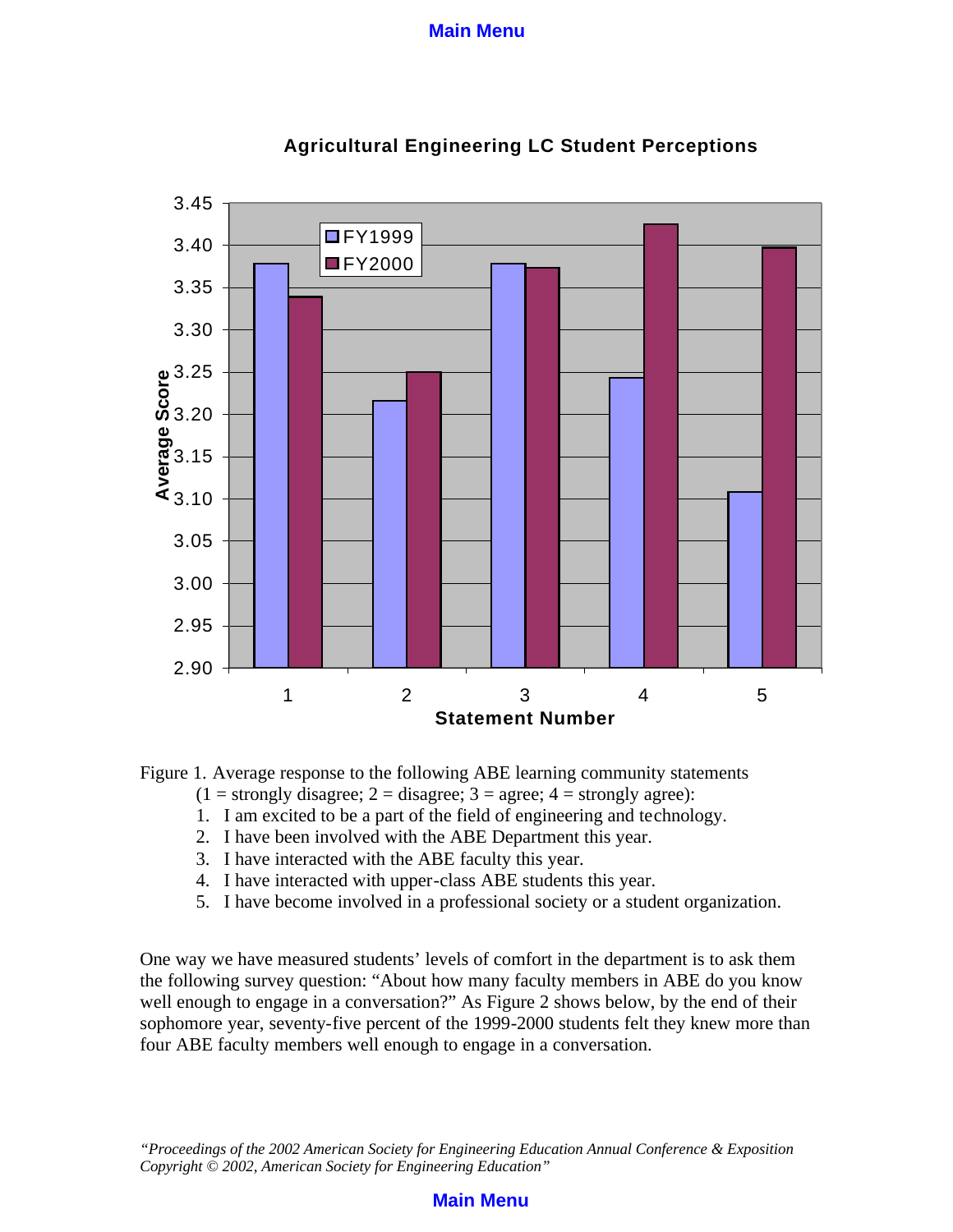**Agricultural Engineering LC Student Perceptions**

Figure 1. Average response to the following ABE learning community statements (1 = strongly disagree; 2 = disagree; 3 = agree; 4 = strongly agree):

1. I am excited to be a part of the field of engineering and technology.
2. I have been involved with the ABE Department this year.
3. I have interacted with the ABE faculty this year.
4. I have interacted with upper-class ABE students this year.
5. I have become involved in a professional society or a student organization.

One way we have measured students' levels of comfort in the department is to ask them the following survey question: "About how many faculty members in ABE do you know well enough to engage in a conversation?" As Figure 2 shows below, by the end of their sophomore year, seventy-five percent of the 1999-2000 students felt they knew more than four ABE faculty members well enough to engage in a conversation.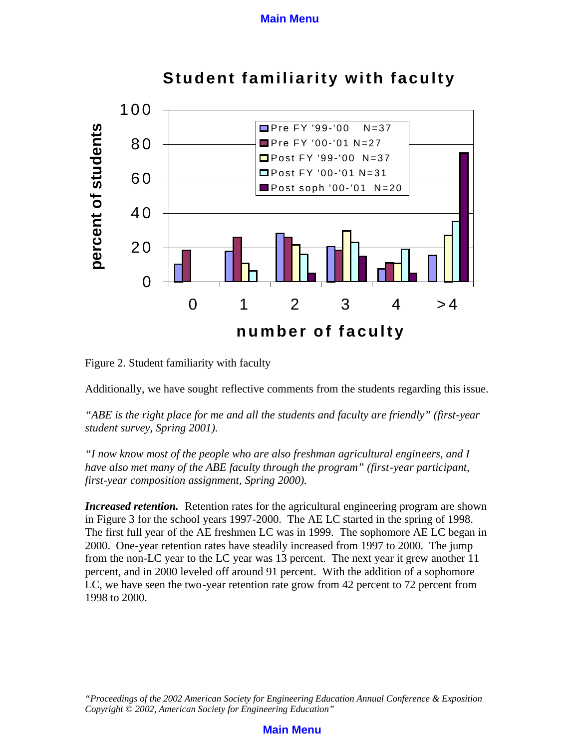Figure 2. Student familiarity with faculty

Additionally, we have sought reflective comments from the students regarding this issue.

*"ABE is the right place for me and all the students and faculty are friendly" (first-year student survey, Spring 2001).*

*"I now know most of the people who are also freshman agricultural engineers, and I have also met many of the ABE faculty through the program" (first-year participant, first-year composition assignment, Spring 2000).*

***Increased retention.*** Retention rates for the agricultural engineering program are shown in Figure 3 for the school years 1997-2000. The AE LC started in the spring of 1998. The first full year of the AE freshmen LC was in 1999. The sophomore AE LC began in 2000. One-year retention rates have steadily increased from 1997 to 2000. The jump from the non-LC year to the LC year was 13 percent. The next year it grew another 11 percent, and in 2000 leveled off around 91 percent. With the addition of a sophomore LC, we have seen the two-year retention rate grow from 42 percent to 72 percent from 1998 to 2000.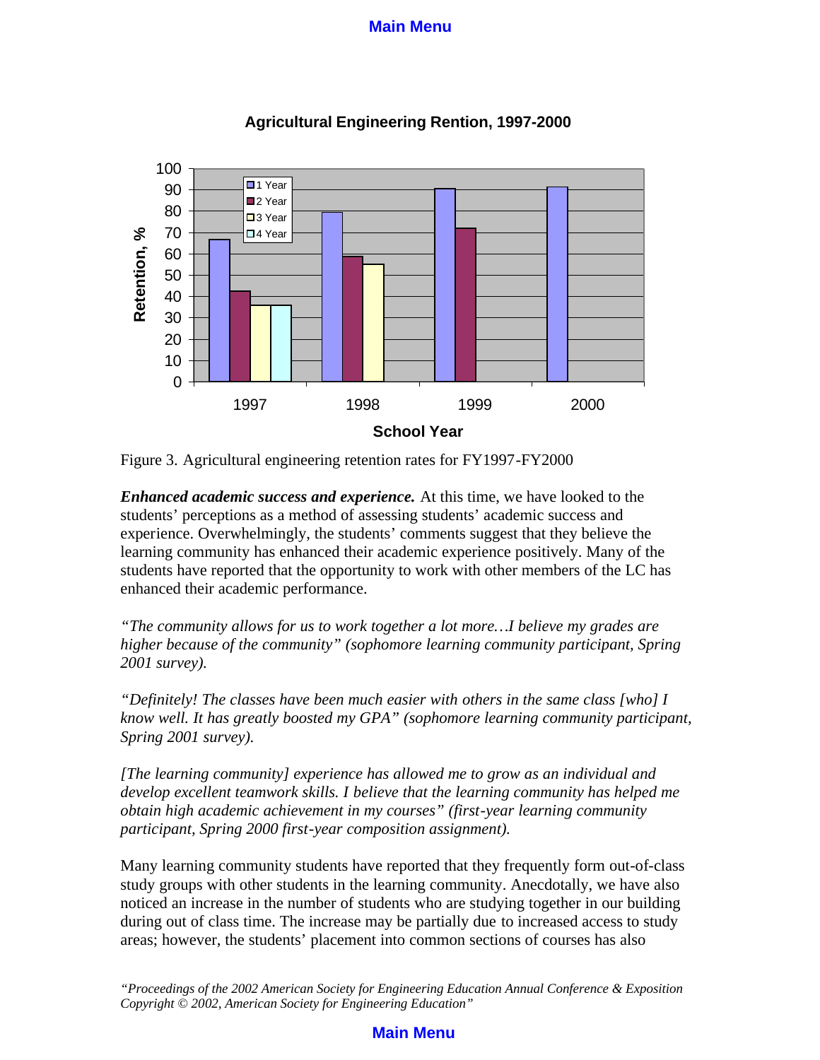Figure 3. Agricultural engineering retention rates for FY1997-FY2000

***Enhanced academic success and experience.*** At this time, we have looked to the students' perceptions as a method of assessing students' academic success and experience. Overwhelmingly, the students' comments suggest that they believe the learning community has enhanced their academic experience positively. Many of the students have reported that the opportunity to work with other members of the LC has enhanced their academic performance.

*"The community allows for us to work together a lot more…I believe my grades are higher because of the community" (sophomore learning community participant, Spring 2001 survey).*

*"Definitely! The classes have been much easier with others in the same class [who] I know well. It has greatly boosted my GPA" (sophomore learning community participant, Spring 2001 survey).*

*[The learning community] experience has allowed me to grow as an individual and develop excellent teamwork skills. I believe that the learning community has helped me obtain high academic achievement in my courses" (first-year learning community participant, Spring 2000 first-year composition assignment).*

Many learning community students have reported that they frequently form out-of-class study groups with other students in the learning community. Anecdotally, we have also noticed an increase in the number of students who are studying together in our building during out of class time. The increase may be partially due to increased access to study areas; however, the students' placement into common sections of courses has also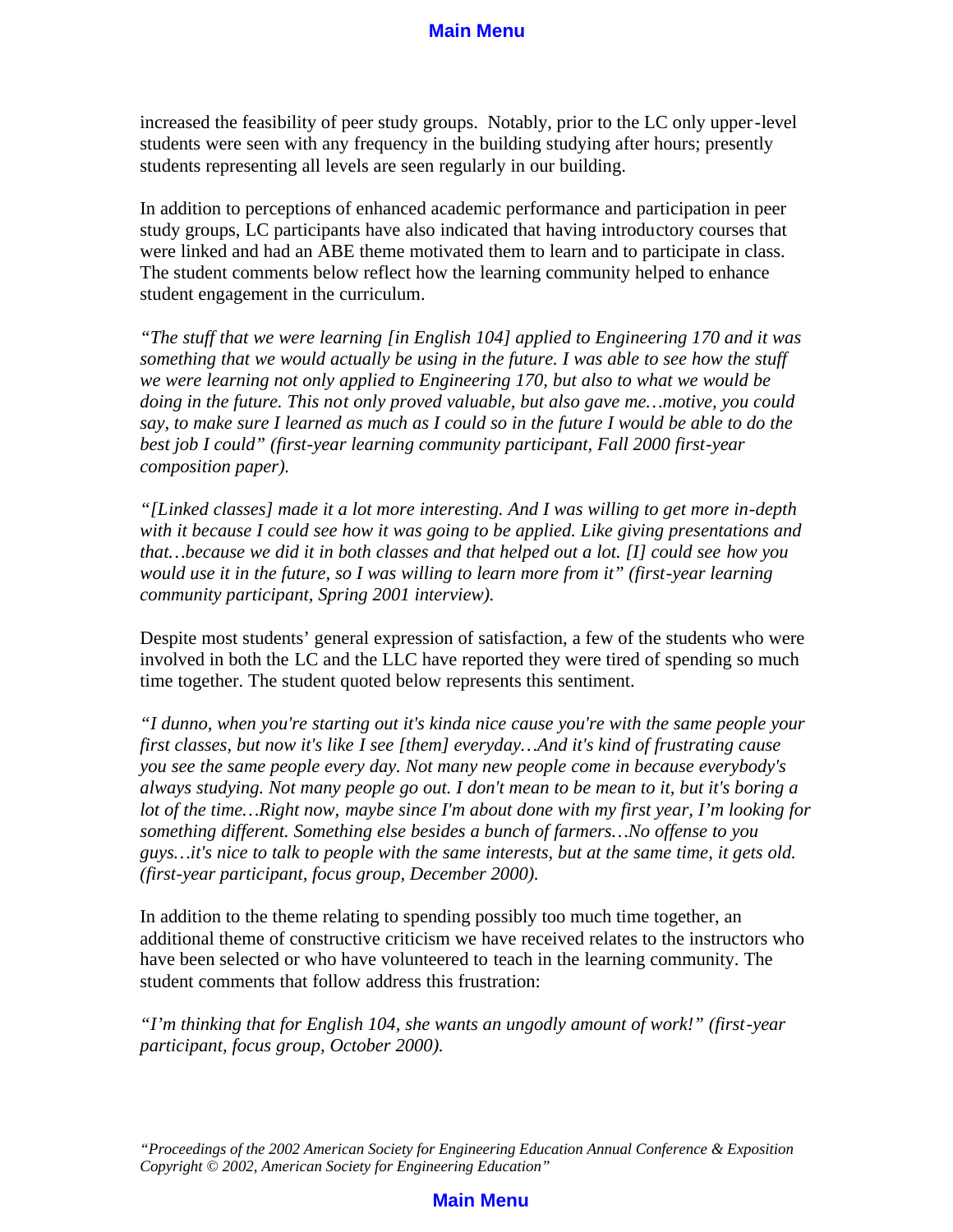increased the feasibility of peer study groups. Notably, prior to the LC only upper-level students were seen with any frequency in the building studying after hours; presently students representing all levels are seen regularly in our building.

In addition to perceptions of enhanced academic performance and participation in peer study groups, LC participants have also indicated that having introductory courses that were linked and had an ABE theme motivated them to learn and to participate in class. The student comments below reflect how the learning community helped to enhance student engagement in the curriculum.

*"The stuff that we were learning [in English 104] applied to Engineering 170 and it was something that we would actually be using in the future. I was able to see how the stuff we were learning not only applied to Engineering 170, but also to what we would be doing in the future. This not only proved valuable, but also gave me…motive, you could say, to make sure I learned as much as I could so in the future I would be able to do the best job I could" (first-year learning community participant, Fall 2000 first-year composition paper).*

*"[Linked classes] made it a lot more interesting. And I was willing to get more in-depth with it because I could see how it was going to be applied. Like giving presentations and that…because we did it in both classes and that helped out a lot. [I] could see how you would use it in the future, so I was willing to learn more from it" (first-year learning community participant, Spring 2001 interview).*

Despite most students' general expression of satisfaction, a few of the students who were involved in both the LC and the LLC have reported they were tired of spending so much time together. The student quoted below represents this sentiment.

*"I dunno, when you're starting out it's kinda nice cause you're with the same people your first classes, but now it's like I see [them] everyday…And it's kind of frustrating cause you see the same people every day. Not many new people come in because everybody's always studying. Not many people go out. I don't mean to be mean to it, but it's boring a lot of the time…Right now, maybe since I'm about done with my first year, I'm looking for something different. Something else besides a bunch of farmers…No offense to you guys…it's nice to talk to people with the same interests, but at the same time, it gets old. (first-year participant, focus group, December 2000).*

In addition to the theme relating to spending possibly too much time together, an additional theme of constructive criticism we have received relates to the instructors who have been selected or who have volunteered to teach in the learning community. The student comments that follow address this frustration:

*"I'm thinking that for English 104, she wants an ungodly amount of work!" (first-year participant, focus group, October 2000).*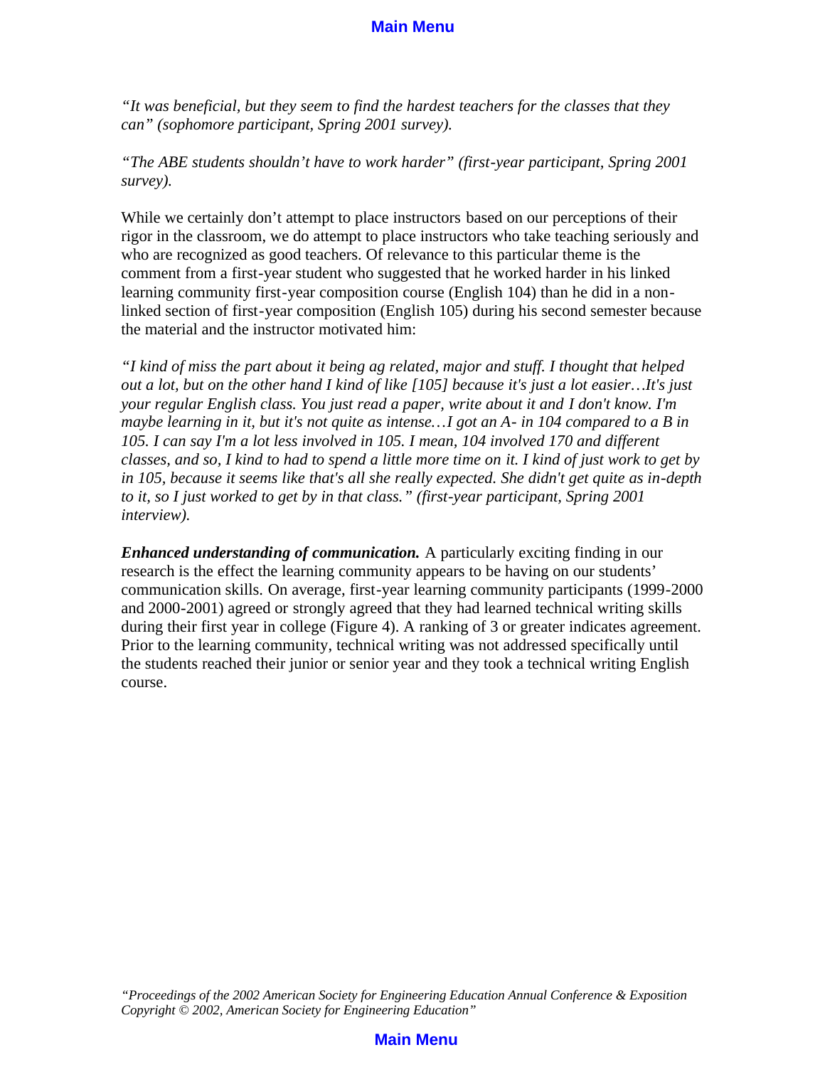*“It was beneficial, but they seem to find the hardest teachers for the classes that they can” (sophomore participant, Spring 2001 survey).*

*“The ABE students shouldn’t have to work harder” (first-year participant, Spring 2001 survey).*

While we certainly don’t attempt to place instructors based on our perceptions of their rigor in the classroom, we do attempt to place instructors who take teaching seriously and who are recognized as good teachers. Of relevance to this particular theme is the comment from a first-year student who suggested that he worked harder in his linked learning community first-year composition course (English 104) than he did in a non-linked section of first-year composition (English 105) during his second semester because the material and the instructor motivated him:

*“I kind of miss the part about it being ag related, major and stuff. I thought that helped out a lot, but on the other hand I kind of like [105] because it's just a lot easier…It's just your regular English class. You just read a paper, write about it and I don't know. I'm maybe learning in it, but it's not quite as intense…I got an A- in 104 compared to a B in 105. I can say I'm a lot less involved in 105. I mean, 104 involved 170 and different classes, and so, I kind to had to spend a little more time on it. I kind of just work to get by in 105, because it seems like that's all she really expected. She didn't get quite as in-depth to it, so I just worked to get by in that class.” (first-year participant, Spring 2001 interview).*

***Enhanced understanding of communication.*** A particularly exciting finding in our research is the effect the learning community appears to be having on our students’ communication skills. On average, first-year learning community participants (1999-2000 and 2000-2001) agreed or strongly agreed that they had learned technical writing skills during their first year in college (Figure 4). A ranking of 3 or greater indicates agreement. Prior to the learning community, technical writing was not addressed specifically until the students reached their junior or senior year and they took a technical writing English course.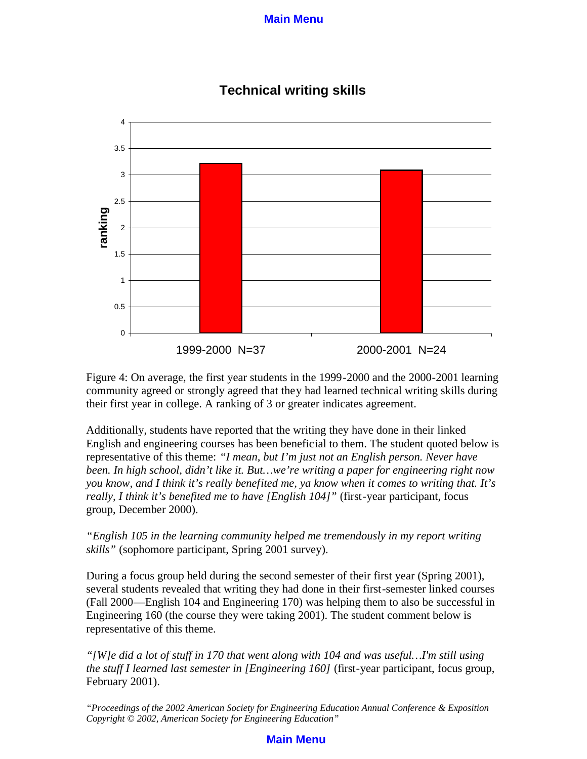Figure 4: On average, the first year students in the 1999-2000 and the 2000-2001 learning community agreed or strongly agreed that they had learned technical writing skills during their first year in college. A ranking of 3 or greater indicates agreement.

Additionally, students have reported that the writing they have done in their linked English and engineering courses has been beneficial to them. The student quoted below is representative of this theme: *"I mean, but I'm just not an English person. Never have been. In high school, didn't like it. But…we're writing a paper for engineering right now you know, and I think it's really benefited me, ya know when it comes to writing that. It's really, I think it's benefited me to have [English 104]"* (first-year participant, focus group, December 2000).

*"English 105 in the learning community helped me tremendously in my report writing skills"* (sophomore participant, Spring 2001 survey).

During a focus group held during the second semester of their first year (Spring 2001), several students revealed that writing they had done in their first-semester linked courses (Fall 2000—English 104 and Engineering 170) was helping them to also be successful in Engineering 160 (the course they were taking 2001). The student comment below is representative of this theme.

*"[W]e did a lot of stuff in 170 that went along with 104 and was useful…I'm still using the stuff I learned last semester in [Engineering 160]* (first-year participant, focus group, February 2001).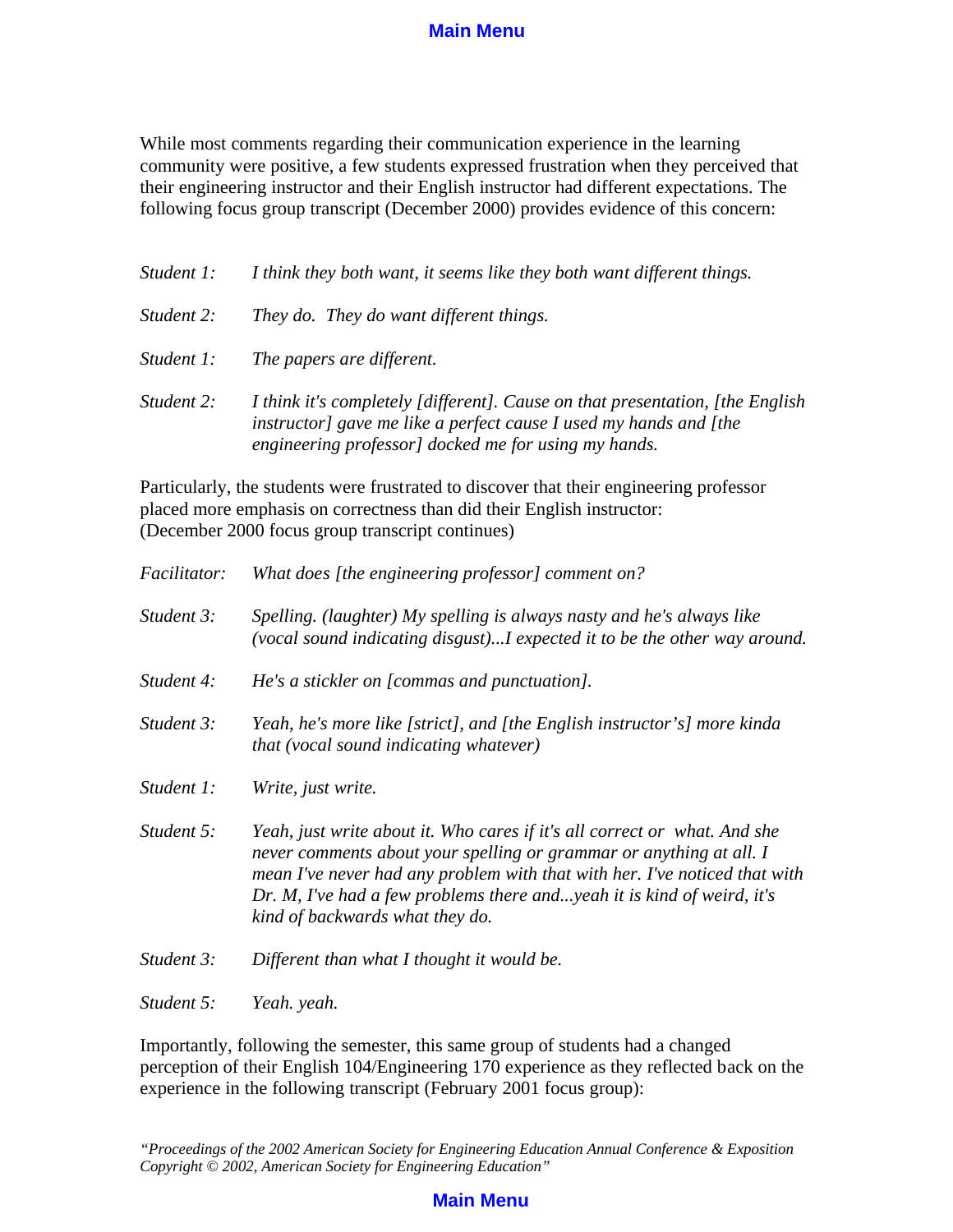While most comments regarding their communication experience in the learning community were positive, a few students expressed frustration when they perceived that their engineering instructor and their English instructor had different expectations. The following focus group transcript (December 2000) provides evidence of this concern:

*Student 1:* *I think they both want, it seems like they both want different things.*

*Student 2:* *They do. They do want different things.*

*Student 1:* *The papers are different.*

*Student 2:* *I think it's completely [different]. Cause on that presentation, [the English instructor] gave me like a perfect cause I used my hands and [the engineering professor] docked me for using my hands.*

Particularly, the students were frustrated to discover that their engineering professor placed more emphasis on correctness than did their English instructor:
(December 2000 focus group transcript continues)

*Facilitator:* *What does [the engineering professor] comment on?*

*Student 3:* *Spelling. (laughter) My spelling is always nasty and he's always like (vocal sound indicating disgust)...I expected it to be the other way around.*

*Student 4:* *He's a stickler on [commas and punctuation].*

*Student 3:* *Yeah, he's more like [strict], and [the English instructor's] more kinda that (vocal sound indicating whatever)*

*Student 1:* *Write, just write.*

*Student 5:* *Yeah, just write about it. Who cares if it's all correct or what. And she never comments about your spelling or grammar or anything at all. I mean I've never had any problem with that with her. I've noticed that with Dr. M, I've had a few problems there and...yeah it is kind of weird, it's kind of backwards what they do.*

*Student 3:* *Different than what I thought it would be.*

*Student 5:* *Yeah. yeah.*

Importantly, following the semester, this same group of students had a changed perception of their English 104/Engineering 170 experience as they reflected back on the experience in the following transcript (February 2001 focus group):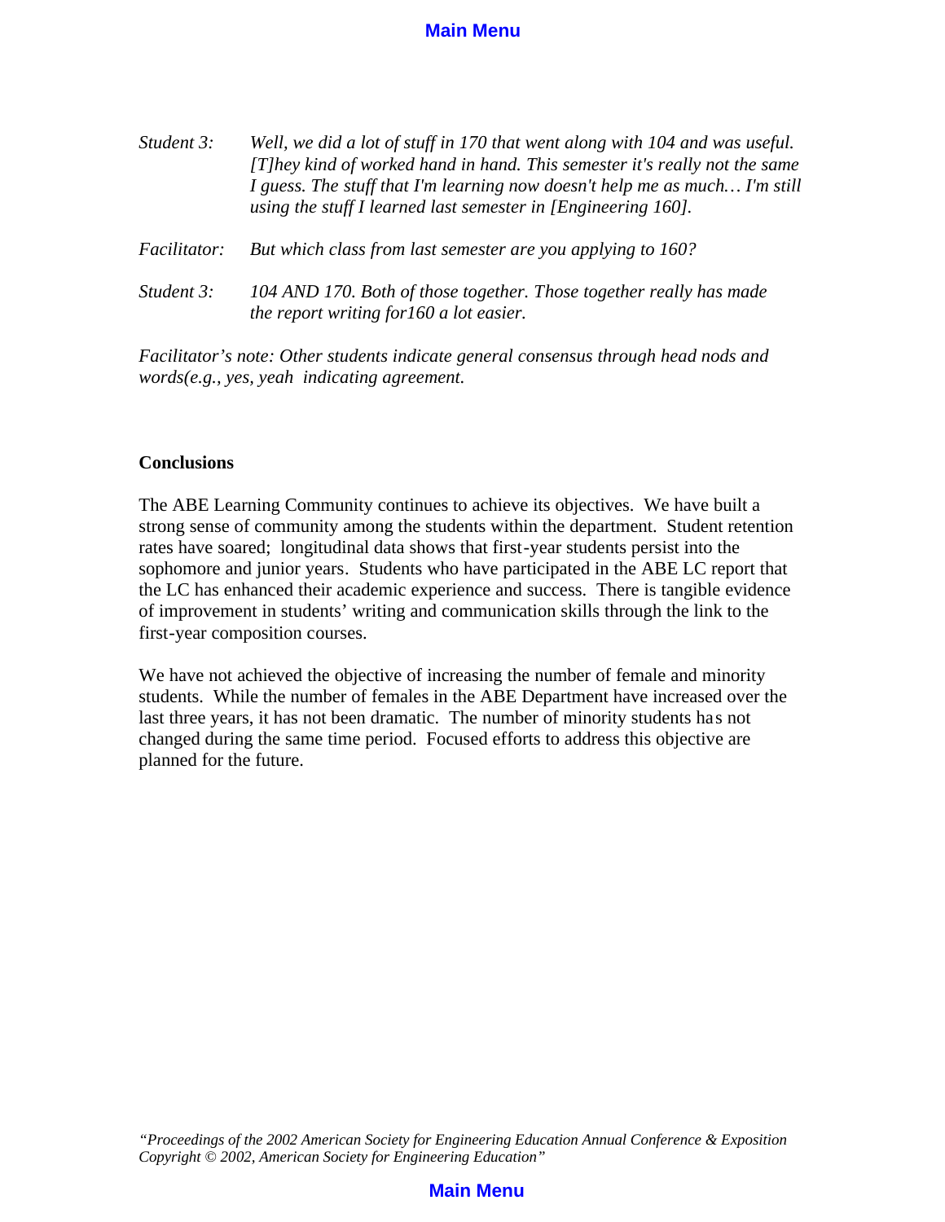*Student 3:* *Well, we did a lot of stuff in 170 that went along with 104 and was useful. [T]hey kind of worked hand in hand. This semester it's really not the same I guess. The stuff that I'm learning now doesn't help me as much… I'm still using the stuff I learned last semester in [Engineering 160].*

*Facilitator:* *But which class from last semester are you applying to 160?*

*Student 3:* *104 AND 170. Both of those together. Those together really has made the report writing for160 a lot easier.*

*Facilitator's note: Other students indicate general consensus through head nods and words(e.g., yes, yeah indicating agreement.*

**Conclusions**

The ABE Learning Community continues to achieve its objectives. We have built a strong sense of community among the students within the department. Student retention rates have soared; longitudinal data shows that first-year students persist into the sophomore and junior years. Students who have participated in the ABE LC report that the LC has enhanced their academic experience and success. There is tangible evidence of improvement in students' writing and communication skills through the link to the first-year composition courses.

We have not achieved the objective of increasing the number of female and minority students. While the number of females in the ABE Department have increased over the last three years, it has not been dramatic. The number of minority students has not changed during the same time period. Focused efforts to address this objective are planned for the future.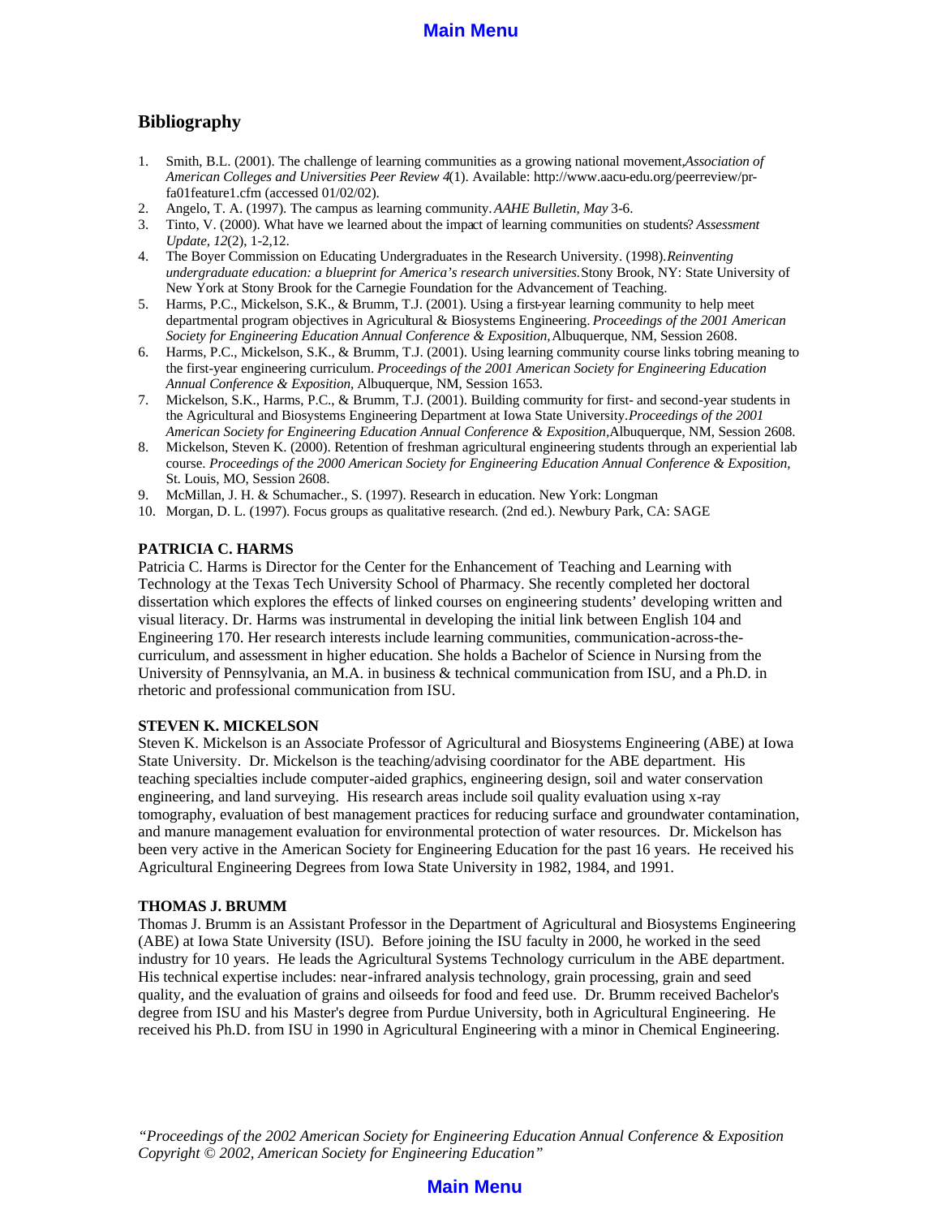## Bibliography

1. Smith, B.L. (2001). The challenge of learning communities as a growing national movement, *Association of American Colleges and Universities Peer Review 4*(1). Available: http://www.aacu-edu.org/peerreview/pr-fa01feature1.cfm (accessed 01/02/02).
2. Angelo, T. A. (1997). The campus as learning community. *AAHE Bulletin, May* 3-6.
3. Tinto, V. (2000). What have we learned about the impact of learning communities on students? *Assessment Update, 12*(2), 1-2,12.
4. The Boyer Commission on Educating Undergraduates in the Research University. (1998). *Reinventing undergraduate education: a blueprint for America's research universities.* Stony Brook, NY: State University of New York at Stony Brook for the Carnegie Foundation for the Advancement of Teaching.
5. Harms, P.C., Mickelson, S.K., & Brumm, T.J. (2001). Using a first-year learning community to help meet departmental program objectives in Agricultural & Biosystems Engineering. *Proceedings of the 2001 American Society for Engineering Education Annual Conference & Exposition,* Albuquerque, NM, Session 2608.
6. Harms, P.C., Mickelson, S.K., & Brumm, T.J. (2001). Using learning community course links tobring meaning to the first-year engineering curriculum. *Proceedings of the 2001 American Society for Engineering Education Annual Conference & Exposition,* Albuquerque, NM, Session 1653.
7. Mickelson, S.K., Harms, P.C., & Brumm, T.J. (2001). Building community for first- and second-year students in the Agricultural and Biosystems Engineering Department at Iowa State University. *Proceedings of the 2001 American Society for Engineering Education Annual Conference & Exposition,* Albuquerque, NM, Session 2608.
8. Mickelson, Steven K. (2000). Retention of freshman agricultural engineering students through an experiential lab course. *Proceedings of the 2000 American Society for Engineering Education Annual Conference & Exposition,* St. Louis, MO, Session 2608.
9. McMillan, J. H. & Schumacher., S. (1997). Research in education. New York: Longman
10. Morgan, D. L. (1997). Focus groups as qualitative research. (2nd ed.). Newbury Park, CA: SAGE

#### PATRICIA C. HARMS

Patricia C. Harms is Director for the Center for the Enhancement of Teaching and Learning with Technology at the Texas Tech University School of Pharmacy. She recently completed her doctoral dissertation which explores the effects of linked courses on engineering students' developing written and visual literacy. Dr. Harms was instrumental in developing the initial link between English 104 and Engineering 170. Her research interests include learning communities, communication-across-the-curriculum, and assessment in higher education. She holds a Bachelor of Science in Nursing from the University of Pennsylvania, an M.A. in business & technical communication from ISU, and a Ph.D. in rhetoric and professional communication from ISU.

#### STEVEN K. MICKELSON

Steven K. Mickelson is an Associate Professor of Agricultural and Biosystems Engineering (ABE) at Iowa State University. Dr. Mickelson is the teaching/advising coordinator for the ABE department. His teaching specialties include computer-aided graphics, engineering design, soil and water conservation engineering, and land surveying. His research areas include soil quality evaluation using x-ray tomography, evaluation of best management practices for reducing surface and groundwater contamination, and manure management evaluation for environmental protection of water resources. Dr. Mickelson has been very active in the American Society for Engineering Education for the past 16 years. He received his Agricultural Engineering Degrees from Iowa State University in 1982, 1984, and 1991.

#### THOMAS J. BRUMM

Thomas J. Brumm is an Assistant Professor in the Department of Agricultural and Biosystems Engineering (ABE) at Iowa State University (ISU). Before joining the ISU faculty in 2000, he worked in the seed industry for 10 years. He leads the Agricultural Systems Technology curriculum in the ABE department. His technical expertise includes: near-infrared analysis technology, grain processing, grain and seed quality, and the evaluation of grains and oilseeds for food and feed use. Dr. Brumm received Bachelor's degree from ISU and his Master's degree from Purdue University, both in Agricultural Engineering. He received his Ph.D. from ISU in 1990 in Agricultural Engineering with a minor in Chemical Engineering.